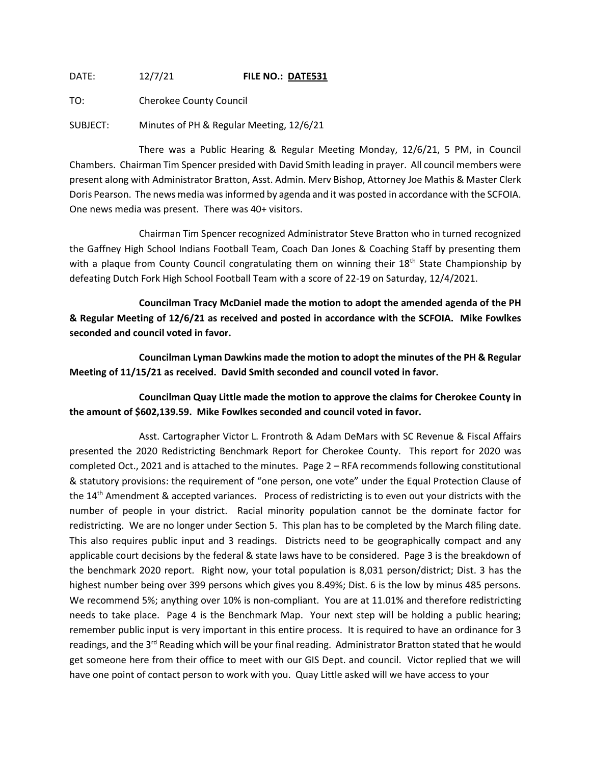DATE: 12/7/21 **FILE NO.: DATE531**

TO: Cherokee County Council

SUBJECT: Minutes of PH & Regular Meeting, 12/6/21

There was a Public Hearing & Regular Meeting Monday, 12/6/21, 5 PM, in Council Chambers. Chairman Tim Spencer presided with David Smith leading in prayer. All council members were present along with Administrator Bratton, Asst. Admin. Merv Bishop, Attorney Joe Mathis & Master Clerk Doris Pearson. The news media was informed by agenda and it was posted in accordance with the SCFOIA. One news media was present. There was 40+ visitors.

Chairman Tim Spencer recognized Administrator Steve Bratton who in turned recognized the Gaffney High School Indians Football Team, Coach Dan Jones & Coaching Staff by presenting them with a plaque from County Council congratulating them on winning their 18th State Championship by defeating Dutch Fork High School Football Team with a score of 22-19 on Saturday, 12/4/2021.

**Councilman Tracy McDaniel made the motion to adopt the amended agenda of the PH & Regular Meeting of 12/6/21 as received and posted in accordance with the SCFOIA. Mike Fowlkes seconded and council voted in favor.**

**Councilman Lyman Dawkins made the motion to adopt the minutes of the PH & Regular Meeting of 11/15/21 as received. David Smith seconded and council voted in favor.**

**Councilman Quay Little made the motion to approve the claims for Cherokee County in the amount of $602,139.59. Mike Fowlkes seconded and council voted in favor.**

Asst. Cartographer Victor L. Frontroth & Adam DeMars with SC Revenue & Fiscal Affairs presented the 2020 Redistricting Benchmark Report for Cherokee County. This report for 2020 was completed Oct., 2021 and is attached to the minutes. Page 2 – RFA recommends following constitutional & statutory provisions: the requirement of "one person, one vote" under the Equal Protection Clause of the 14th Amendment & accepted variances. Process of redistricting is to even out your districts with the number of people in your district. Racial minority population cannot be the dominate factor for redistricting. We are no longer under Section 5. This plan has to be completed by the March filing date. This also requires public input and 3 readings. Districts need to be geographically compact and any applicable court decisions by the federal & state laws have to be considered. Page 3 is the breakdown of the benchmark 2020 report. Right now, your total population is 8,031 person/district; Dist. 3 has the highest number being over 399 persons which gives you 8.49%; Dist. 6 is the low by minus 485 persons. We recommend 5%; anything over 10% is non-compliant. You are at 11.01% and therefore redistricting needs to take place. Page 4 is the Benchmark Map. Your next step will be holding a public hearing; remember public input is very important in this entire process. It is required to have an ordinance for 3 readings, and the 3rd Reading which will be your final reading. Administrator Bratton stated that he would get someone here from their office to meet with our GIS Dept. and council. Victor replied that we will have one point of contact person to work with you. Quay Little asked will we have access to your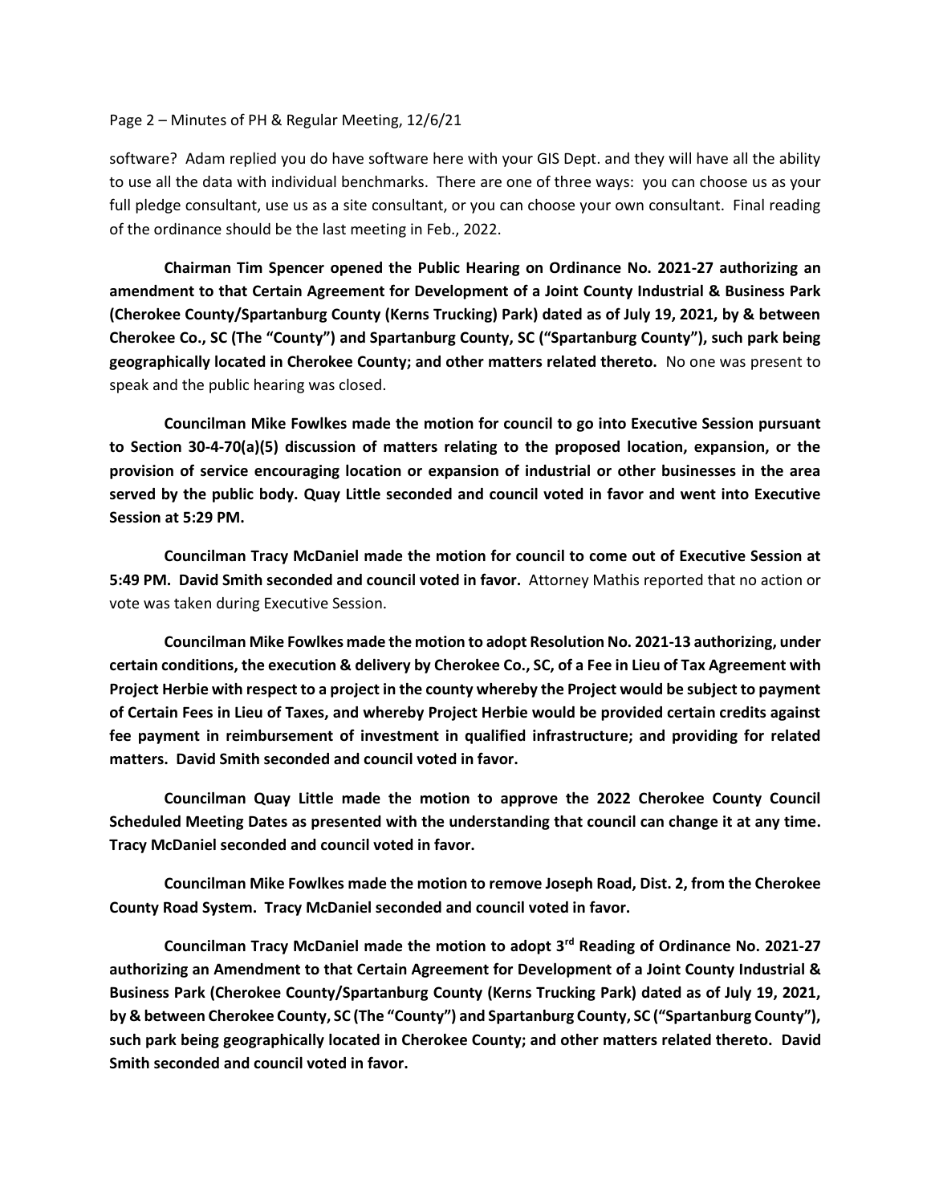software? Adam replied you do have software here with your GIS Dept. and they will have all the ability to use all the data with individual benchmarks. There are one of three ways: you can choose us as your full pledge consultant, use us as a site consultant, or you can choose your own consultant. Final reading of the ordinance should be the last meeting in Feb., 2022.

**Chairman Tim Spencer opened the Public Hearing on Ordinance No. 2021-27 authorizing an amendment to that Certain Agreement for Development of a Joint County Industrial & Business Park (Cherokee County/Spartanburg County (Kerns Trucking) Park) dated as of July 19, 2021, by & between Cherokee Co., SC (The "County") and Spartanburg County, SC ("Spartanburg County"), such park being geographically located in Cherokee County; and other matters related thereto.** No one was present to speak and the public hearing was closed.

**Councilman Mike Fowlkes made the motion for council to go into Executive Session pursuant to Section 30-4-70(a)(5) discussion of matters relating to the proposed location, expansion, or the provision of service encouraging location or expansion of industrial or other businesses in the area served by the public body. Quay Little seconded and council voted in favor and went into Executive Session at 5:29 PM.**

**Councilman Tracy McDaniel made the motion for council to come out of Executive Session at 5:49 PM. David Smith seconded and council voted in favor.** Attorney Mathis reported that no action or vote was taken during Executive Session.

**Councilman Mike Fowlkes made the motion to adopt Resolution No. 2021-13 authorizing, under certain conditions, the execution & delivery by Cherokee Co., SC, of a Fee in Lieu of Tax Agreement with Project Herbie with respect to a project in the county whereby the Project would be subject to payment of Certain Fees in Lieu of Taxes, and whereby Project Herbie would be provided certain credits against fee payment in reimbursement of investment in qualified infrastructure; and providing for related matters. David Smith seconded and council voted in favor.**

**Councilman Quay Little made the motion to approve the 2022 Cherokee County Council Scheduled Meeting Dates as presented with the understanding that council can change it at any time. Tracy McDaniel seconded and council voted in favor.**

**Councilman Mike Fowlkes made the motion to remove Joseph Road, Dist. 2, from the Cherokee County Road System. Tracy McDaniel seconded and council voted in favor.**

**Councilman Tracy McDaniel made the motion to adopt 3rd Reading of Ordinance No. 2021-27 authorizing an Amendment to that Certain Agreement for Development of a Joint County Industrial & Business Park (Cherokee County/Spartanburg County (Kerns Trucking Park) dated as of July 19, 2021, by & between Cherokee County, SC (The "County") and Spartanburg County, SC ("Spartanburg County"), such park being geographically located in Cherokee County; and other matters related thereto. David Smith seconded and council voted in favor.**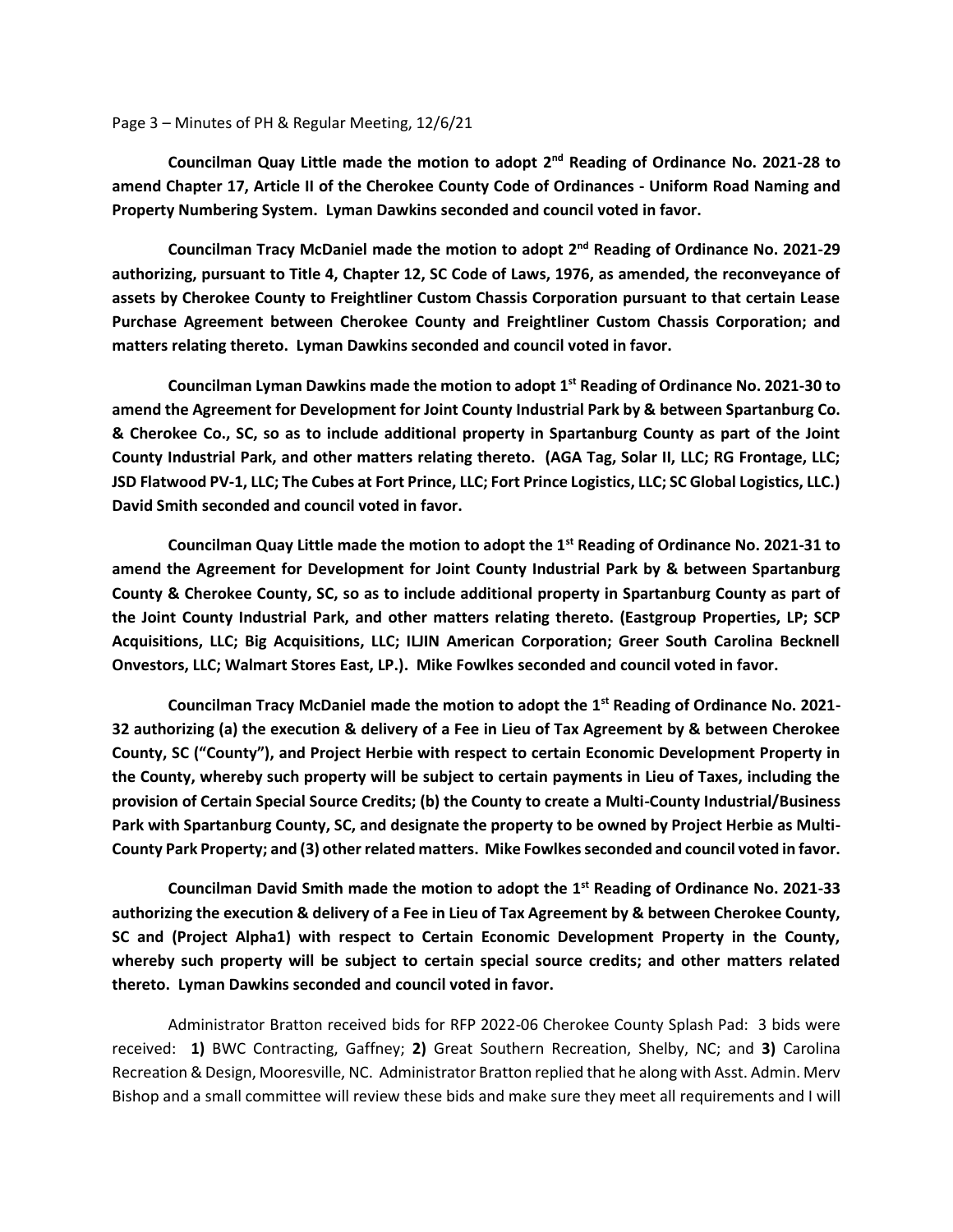**Councilman Quay Little made the motion to adopt 2nd Reading of Ordinance No. 2021-28 to amend Chapter 17, Article II of the Cherokee County Code of Ordinances - Uniform Road Naming and Property Numbering System. Lyman Dawkins seconded and council voted in favor.**

**Councilman Tracy McDaniel made the motion to adopt 2nd Reading of Ordinance No. 2021-29 authorizing, pursuant to Title 4, Chapter 12, SC Code of Laws, 1976, as amended, the reconveyance of assets by Cherokee County to Freightliner Custom Chassis Corporation pursuant to that certain Lease Purchase Agreement between Cherokee County and Freightliner Custom Chassis Corporation; and matters relating thereto. Lyman Dawkins seconded and council voted in favor.**

**Councilman Lyman Dawkins made the motion to adopt 1st Reading of Ordinance No. 2021-30 to amend the Agreement for Development for Joint County Industrial Park by & between Spartanburg Co. & Cherokee Co., SC, so as to include additional property in Spartanburg County as part of the Joint County Industrial Park, and other matters relating thereto. (AGA Tag, Solar II, LLC; RG Frontage, LLC; JSD Flatwood PV-1, LLC; The Cubes at Fort Prince, LLC; Fort Prince Logistics, LLC; SC Global Logistics, LLC.) David Smith seconded and council voted in favor.**

**Councilman Quay Little made the motion to adopt the 1st Reading of Ordinance No. 2021-31 to amend the Agreement for Development for Joint County Industrial Park by & between Spartanburg County & Cherokee County, SC, so as to include additional property in Spartanburg County as part of the Joint County Industrial Park, and other matters relating thereto. (Eastgroup Properties, LP; SCP Acquisitions, LLC; Big Acquisitions, LLC; ILJIN American Corporation; Greer South Carolina Becknell Onvestors, LLC; Walmart Stores East, LP.). Mike Fowlkes seconded and council voted in favor.**

**Councilman Tracy McDaniel made the motion to adopt the 1st Reading of Ordinance No. 2021-32 authorizing (a) the execution & delivery of a Fee in Lieu of Tax Agreement by & between Cherokee County, SC ("County"), and Project Herbie with respect to certain Economic Development Property in the County, whereby such property will be subject to certain payments in Lieu of Taxes, including the provision of Certain Special Source Credits; (b) the County to create a Multi-County Industrial/Business Park with Spartanburg County, SC, and designate the property to be owned by Project Herbie as Multi-County Park Property; and (3) other related matters. Mike Fowlkes seconded and council voted in favor.**

**Councilman David Smith made the motion to adopt the 1st Reading of Ordinance No. 2021-33 authorizing the execution & delivery of a Fee in Lieu of Tax Agreement by & between Cherokee County, SC and (Project Alpha1) with respect to Certain Economic Development Property in the County, whereby such property will be subject to certain special source credits; and other matters related thereto. Lyman Dawkins seconded and council voted in favor.**

Administrator Bratton received bids for RFP 2022-06 Cherokee County Splash Pad: 3 bids were received: **1)** BWC Contracting, Gaffney; **2)** Great Southern Recreation, Shelby, NC; and **3)** Carolina Recreation & Design, Mooresville, NC. Administrator Bratton replied that he along with Asst. Admin. Merv Bishop and a small committee will review these bids and make sure they meet all requirements and I will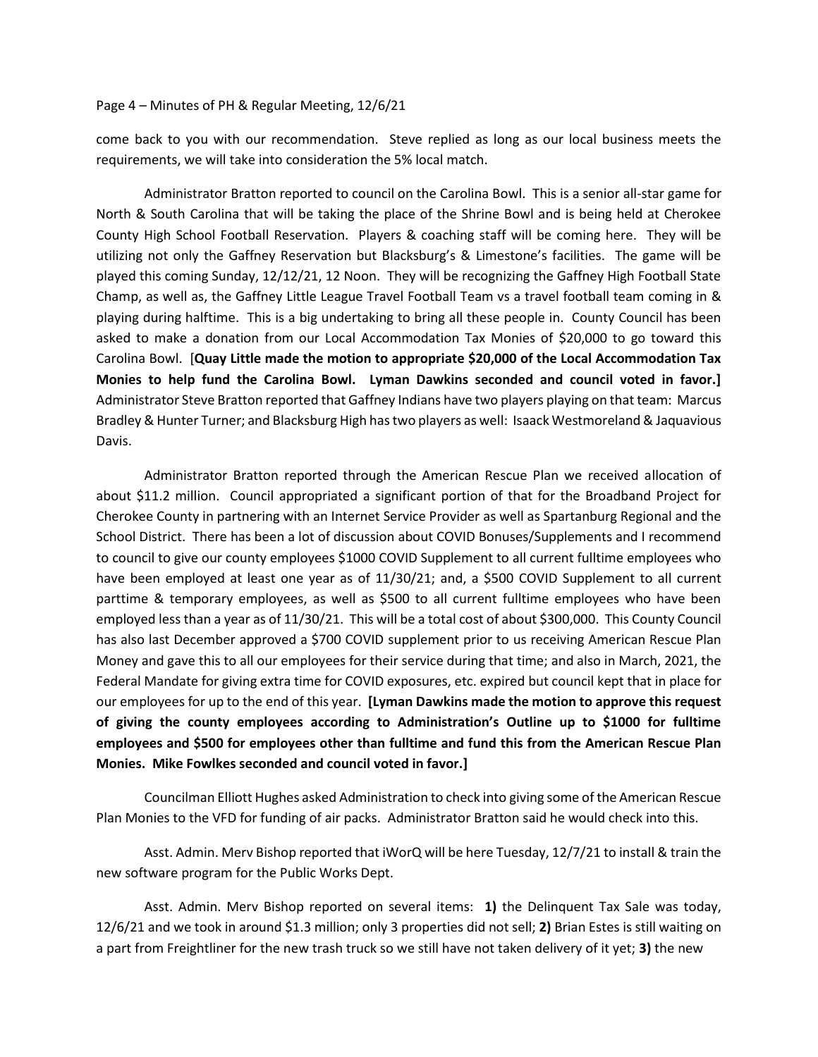come back to you with our recommendation. Steve replied as long as our local business meets the requirements, we will take into consideration the 5% local match.

Administrator Bratton reported to council on the Carolina Bowl. This is a senior all-star game for North & South Carolina that will be taking the place of the Shrine Bowl and is being held at Cherokee County High School Football Reservation. Players & coaching staff will be coming here. They will be utilizing not only the Gaffney Reservation but Blacksburg's & Limestone's facilities. The game will be played this coming Sunday, 12/12/21, 12 Noon. They will be recognizing the Gaffney High Football State Champ, as well as, the Gaffney Little League Travel Football Team vs a travel football team coming in & playing during halftime. This is a big undertaking to bring all these people in. County Council has been asked to make a donation from our Local Accommodation Tax Monies of $20,000 to go toward this Carolina Bowl. [**Quay Little made the motion to appropriate $20,000 of the Local Accommodation Tax Monies to help fund the Carolina Bowl. Lyman Dawkins seconded and council voted in favor.]** Administrator Steve Bratton reported that Gaffney Indians have two players playing on that team: Marcus Bradley & Hunter Turner; and Blacksburg High has two players as well: Isaack Westmoreland & Jaquavious Davis.

Administrator Bratton reported through the American Rescue Plan we received allocation of about $11.2 million. Council appropriated a significant portion of that for the Broadband Project for Cherokee County in partnering with an Internet Service Provider as well as Spartanburg Regional and the School District. There has been a lot of discussion about COVID Bonuses/Supplements and I recommend to council to give our county employees $1000 COVID Supplement to all current fulltime employees who have been employed at least one year as of 11/30/21; and, a $500 COVID Supplement to all current parttime & temporary employees, as well as $500 to all current fulltime employees who have been employed less than a year as of 11/30/21. This will be a total cost of about $300,000. This County Council has also last December approved a $700 COVID supplement prior to us receiving American Rescue Plan Money and gave this to all our employees for their service during that time; and also in March, 2021, the Federal Mandate for giving extra time for COVID exposures, etc. expired but council kept that in place for our employees for up to the end of this year. **[Lyman Dawkins made the motion to approve this request of giving the county employees according to Administration's Outline up to $1000 for fulltime employees and $500 for employees other than fulltime and fund this from the American Rescue Plan Monies. Mike Fowlkes seconded and council voted in favor.]**

Councilman Elliott Hughes asked Administration to check into giving some of the American Rescue Plan Monies to the VFD for funding of air packs. Administrator Bratton said he would check into this.

Asst. Admin. Merv Bishop reported that iWorQ will be here Tuesday, 12/7/21 to install & train the new software program for the Public Works Dept.

Asst. Admin. Merv Bishop reported on several items: **1)** the Delinquent Tax Sale was today, 12/6/21 and we took in around $1.3 million; only 3 properties did not sell; **2)** Brian Estes is still waiting on a part from Freightliner for the new trash truck so we still have not taken delivery of it yet; **3)** the new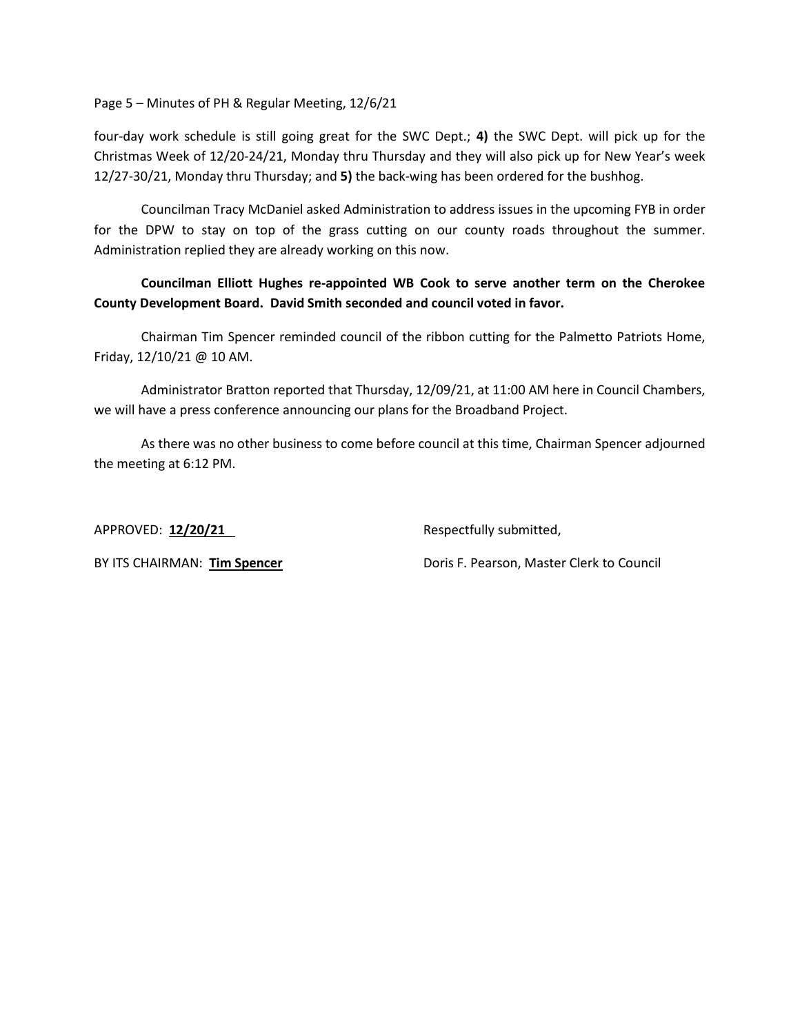four-day work schedule is still going great for the SWC Dept.; **4)** the SWC Dept. will pick up for the Christmas Week of 12/20-24/21, Monday thru Thursday and they will also pick up for New Year's week 12/27-30/21, Monday thru Thursday; and **5)** the back-wing has been ordered for the bushhog.

Councilman Tracy McDaniel asked Administration to address issues in the upcoming FYB in order for the DPW to stay on top of the grass cutting on our county roads throughout the summer. Administration replied they are already working on this now.

**Councilman Elliott Hughes re-appointed WB Cook to serve another term on the Cherokee County Development Board. David Smith seconded and council voted in favor.**

Chairman Tim Spencer reminded council of the ribbon cutting for the Palmetto Patriots Home, Friday, 12/10/21 @ 10 AM.

Administrator Bratton reported that Thursday, 12/09/21, at 11:00 AM here in Council Chambers, we will have a press conference announcing our plans for the Broadband Project.

As there was no other business to come before council at this time, Chairman Spencer adjourned the meeting at 6:12 PM.

APPROVED: **12/20/21**

BY ITS CHAIRMAN: **Tim Spencer**

Respectfully submitted,

Doris F. Pearson, Master Clerk to Council